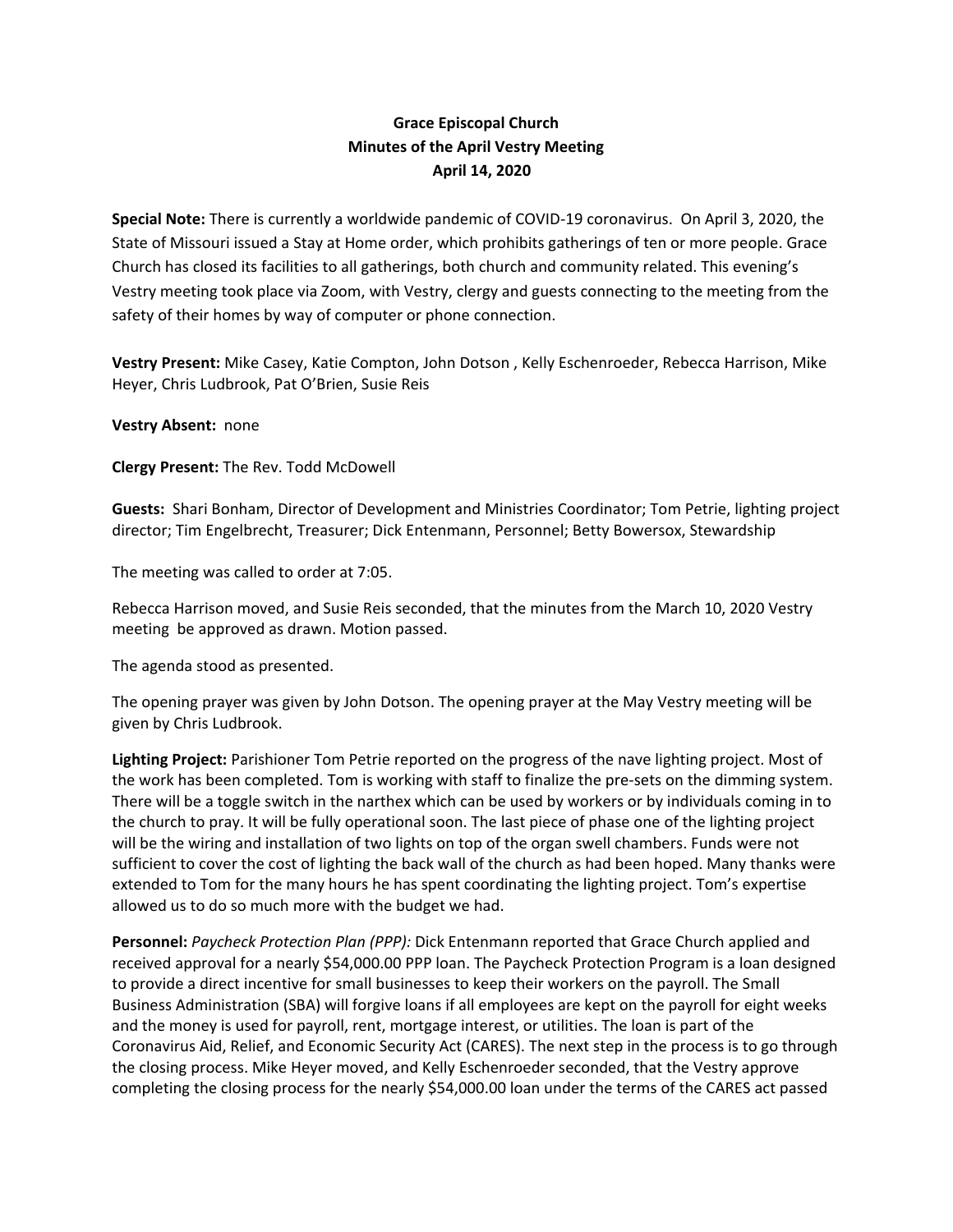**Grace Episcopal Church**
**Minutes of the April Vestry Meeting**
**April 14, 2020**

**Special Note:** There is currently a worldwide pandemic of COVID-19 coronavirus. On April 3, 2020, the State of Missouri issued a Stay at Home order, which prohibits gatherings of ten or more people. Grace Church has closed its facilities to all gatherings, both church and community related. This evening's Vestry meeting took place via Zoom, with Vestry, clergy and guests connecting to the meeting from the safety of their homes by way of computer or phone connection.

**Vestry Present:** Mike Casey, Katie Compton, John Dotson , Kelly Eschenroeder, Rebecca Harrison, Mike Heyer, Chris Ludbrook, Pat O'Brien, Susie Reis

**Vestry Absent:** none

**Clergy Present:** The Rev. Todd McDowell

**Guests:** Shari Bonham, Director of Development and Ministries Coordinator; Tom Petrie, lighting project director; Tim Engelbrecht, Treasurer; Dick Entenmann, Personnel; Betty Bowersox, Stewardship

The meeting was called to order at 7:05.

Rebecca Harrison moved, and Susie Reis seconded, that the minutes from the March 10, 2020 Vestry meeting be approved as drawn. Motion passed.

The agenda stood as presented.

The opening prayer was given by John Dotson. The opening prayer at the May Vestry meeting will be given by Chris Ludbrook.

**Lighting Project:** Parishioner Tom Petrie reported on the progress of the nave lighting project. Most of the work has been completed. Tom is working with staff to finalize the pre-sets on the dimming system. There will be a toggle switch in the narthex which can be used by workers or by individuals coming in to the church to pray. It will be fully operational soon. The last piece of phase one of the lighting project will be the wiring and installation of two lights on top of the organ swell chambers. Funds were not sufficient to cover the cost of lighting the back wall of the church as had been hoped. Many thanks were extended to Tom for the many hours he has spent coordinating the lighting project. Tom's expertise allowed us to do so much more with the budget we had.

**Personnel:** *Paycheck Protection Plan (PPP):* Dick Entenmann reported that Grace Church applied and received approval for a nearly $54,000.00 PPP loan. The Paycheck Protection Program is a loan designed to provide a direct incentive for small businesses to keep their workers on the payroll. The Small Business Administration (SBA) will forgive loans if all employees are kept on the payroll for eight weeks and the money is used for payroll, rent, mortgage interest, or utilities. The loan is part of the Coronavirus Aid, Relief, and Economic Security Act (CARES). The next step in the process is to go through the closing process. Mike Heyer moved, and Kelly Eschenroeder seconded, that the Vestry approve completing the closing process for the nearly $54,000.00 loan under the terms of the CARES act passed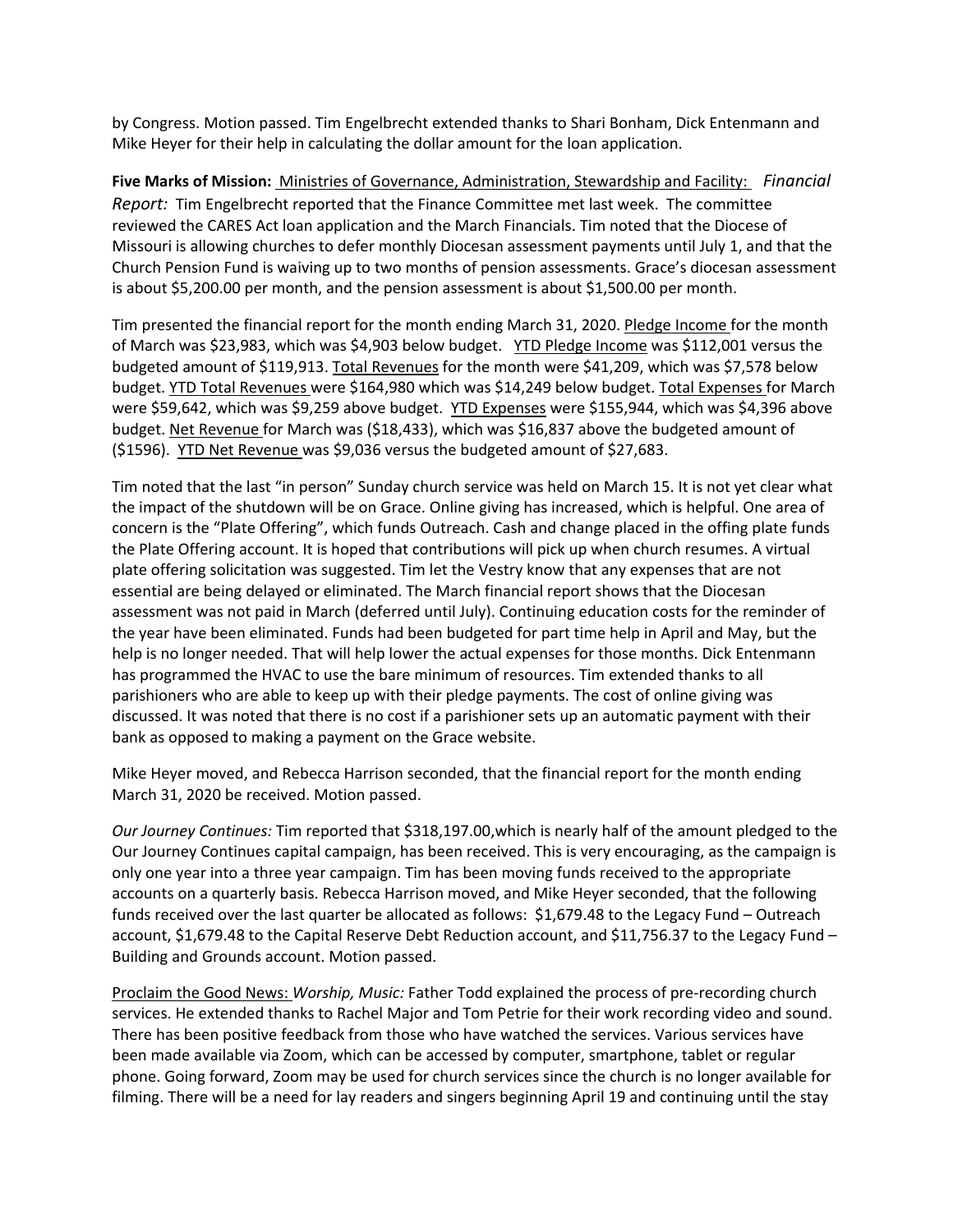by Congress. Motion passed. Tim Engelbrecht extended thanks to Shari Bonham, Dick Entenmann and Mike Heyer for their help in calculating the dollar amount for the loan application.

**Five Marks of Mission:** Ministries of Governance, Administration, Stewardship and Facility: *Financial Report:* Tim Engelbrecht reported that the Finance Committee met last week. The committee reviewed the CARES Act loan application and the March Financials. Tim noted that the Diocese of Missouri is allowing churches to defer monthly Diocesan assessment payments until July 1, and that the Church Pension Fund is waiving up to two months of pension assessments. Grace's diocesan assessment is about $5,200.00 per month, and the pension assessment is about $1,500.00 per month.

Tim presented the financial report for the month ending March 31, 2020. Pledge Income for the month of March was $23,983, which was $4,903 below budget. YTD Pledge Income was $112,001 versus the budgeted amount of $119,913. Total Revenues for the month were $41,209, which was $7,578 below budget. YTD Total Revenues were $164,980 which was $14,249 below budget. Total Expenses for March were $59,642, which was $9,259 above budget. YTD Expenses were $155,944, which was $4,396 above budget. Net Revenue for March was ($18,433), which was $16,837 above the budgeted amount of ($1596). YTD Net Revenue was $9,036 versus the budgeted amount of $27,683.

Tim noted that the last "in person" Sunday church service was held on March 15. It is not yet clear what the impact of the shutdown will be on Grace. Online giving has increased, which is helpful. One area of concern is the "Plate Offering", which funds Outreach. Cash and change placed in the offing plate funds the Plate Offering account. It is hoped that contributions will pick up when church resumes. A virtual plate offering solicitation was suggested. Tim let the Vestry know that any expenses that are not essential are being delayed or eliminated. The March financial report shows that the Diocesan assessment was not paid in March (deferred until July). Continuing education costs for the reminder of the year have been eliminated. Funds had been budgeted for part time help in April and May, but the help is no longer needed. That will help lower the actual expenses for those months. Dick Entenmann has programmed the HVAC to use the bare minimum of resources. Tim extended thanks to all parishioners who are able to keep up with their pledge payments. The cost of online giving was discussed. It was noted that there is no cost if a parishioner sets up an automatic payment with their bank as opposed to making a payment on the Grace website.

Mike Heyer moved, and Rebecca Harrison seconded, that the financial report for the month ending March 31, 2020 be received. Motion passed.

*Our Journey Continues:* Tim reported that $318,197.00,which is nearly half of the amount pledged to the Our Journey Continues capital campaign, has been received. This is very encouraging, as the campaign is only one year into a three year campaign. Tim has been moving funds received to the appropriate accounts on a quarterly basis. Rebecca Harrison moved, and Mike Heyer seconded, that the following funds received over the last quarter be allocated as follows: $1,679.48 to the Legacy Fund – Outreach account, $1,679.48 to the Capital Reserve Debt Reduction account, and $11,756.37 to the Legacy Fund – Building and Grounds account. Motion passed.

Proclaim the Good News: *Worship, Music:* Father Todd explained the process of pre-recording church services. He extended thanks to Rachel Major and Tom Petrie for their work recording video and sound. There has been positive feedback from those who have watched the services. Various services have been made available via Zoom, which can be accessed by computer, smartphone, tablet or regular phone. Going forward, Zoom may be used for church services since the church is no longer available for filming. There will be a need for lay readers and singers beginning April 19 and continuing until the stay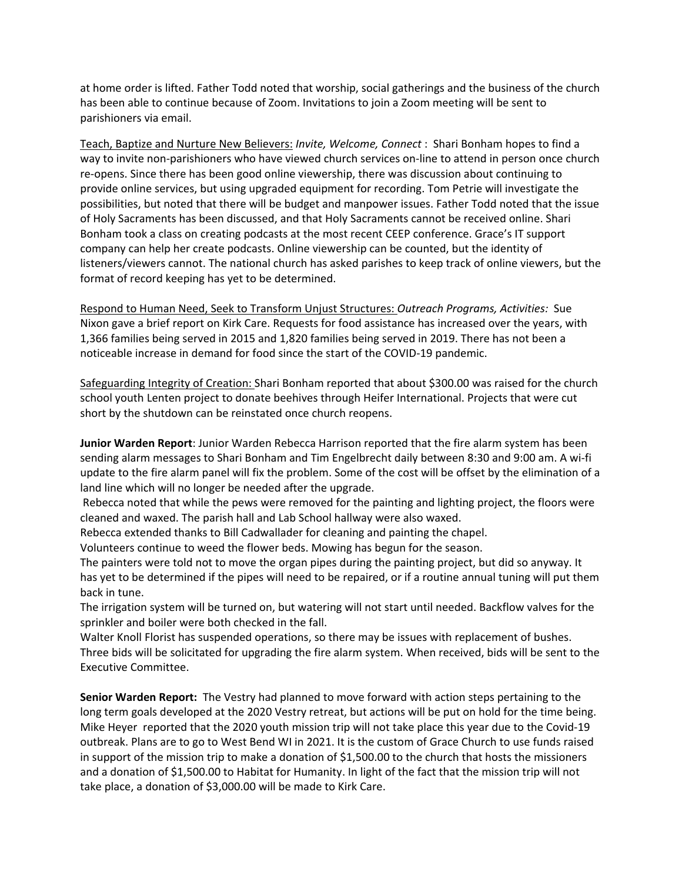at home order is lifted. Father Todd noted that worship, social gatherings and the business of the church has been able to continue because of Zoom. Invitations to join a Zoom meeting will be sent to parishioners via email.

Teach, Baptize and Nurture New Believers: *Invite, Welcome, Connect* : Shari Bonham hopes to find a way to invite non-parishioners who have viewed church services on-line to attend in person once church re-opens. Since there has been good online viewership, there was discussion about continuing to provide online services, but using upgraded equipment for recording. Tom Petrie will investigate the possibilities, but noted that there will be budget and manpower issues. Father Todd noted that the issue of Holy Sacraments has been discussed, and that Holy Sacraments cannot be received online. Shari Bonham took a class on creating podcasts at the most recent CEEP conference. Grace's IT support company can help her create podcasts. Online viewership can be counted, but the identity of listeners/viewers cannot. The national church has asked parishes to keep track of online viewers, but the format of record keeping has yet to be determined.

Respond to Human Need, Seek to Transform Unjust Structures: *Outreach Programs, Activities:* Sue Nixon gave a brief report on Kirk Care. Requests for food assistance has increased over the years, with 1,366 families being served in 2015 and 1,820 families being served in 2019. There has not been a noticeable increase in demand for food since the start of the COVID-19 pandemic.

Safeguarding Integrity of Creation: Shari Bonham reported that about $300.00 was raised for the church school youth Lenten project to donate beehives through Heifer International. Projects that were cut short by the shutdown can be reinstated once church reopens.

**Junior Warden Report**: Junior Warden Rebecca Harrison reported that the fire alarm system has been sending alarm messages to Shari Bonham and Tim Engelbrecht daily between 8:30 and 9:00 am. A wi-fi update to the fire alarm panel will fix the problem. Some of the cost will be offset by the elimination of a land line which will no longer be needed after the upgrade.

Rebecca noted that while the pews were removed for the painting and lighting project, the floors were cleaned and waxed. The parish hall and Lab School hallway were also waxed.

Rebecca extended thanks to Bill Cadwallader for cleaning and painting the chapel.

Volunteers continue to weed the flower beds. Mowing has begun for the season.

The painters were told not to move the organ pipes during the painting project, but did so anyway. It has yet to be determined if the pipes will need to be repaired, or if a routine annual tuning will put them back in tune.

The irrigation system will be turned on, but watering will not start until needed. Backflow valves for the sprinkler and boiler were both checked in the fall.

Walter Knoll Florist has suspended operations, so there may be issues with replacement of bushes.

Three bids will be solicitated for upgrading the fire alarm system. When received, bids will be sent to the Executive Committee.

**Senior Warden Report:** The Vestry had planned to move forward with action steps pertaining to the long term goals developed at the 2020 Vestry retreat, but actions will be put on hold for the time being. Mike Heyer reported that the 2020 youth mission trip will not take place this year due to the Covid-19 outbreak. Plans are to go to West Bend WI in 2021. It is the custom of Grace Church to use funds raised in support of the mission trip to make a donation of $1,500.00 to the church that hosts the missioners and a donation of $1,500.00 to Habitat for Humanity. In light of the fact that the mission trip will not take place, a donation of $3,000.00 will be made to Kirk Care.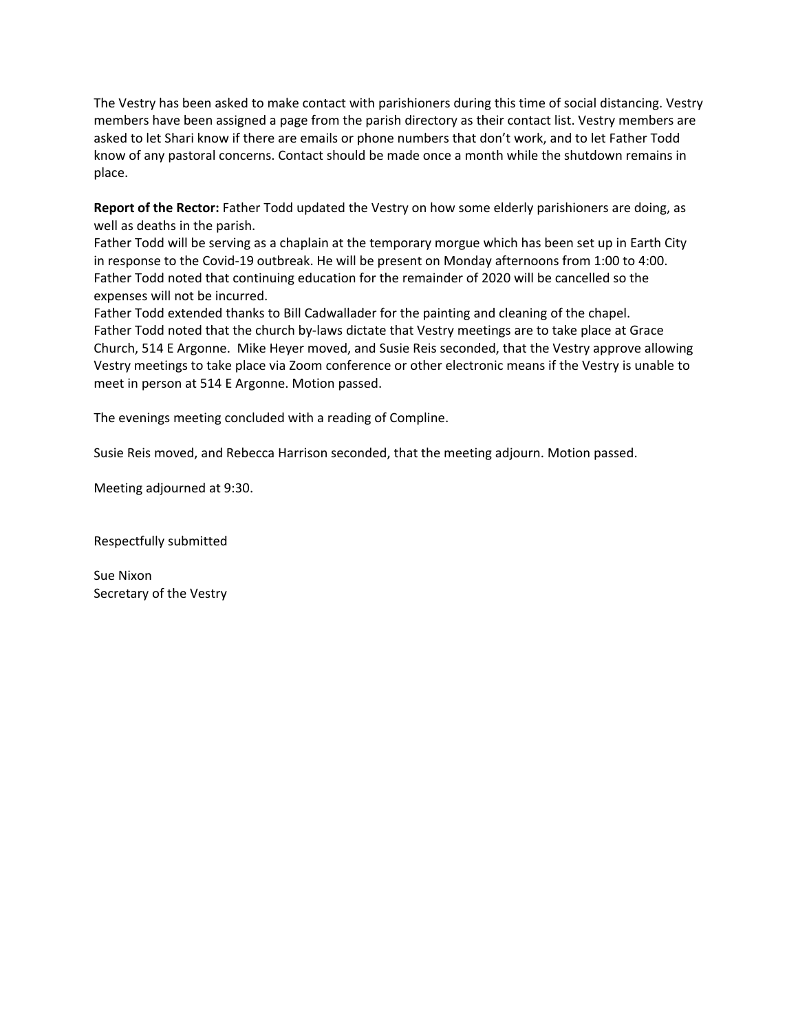The Vestry has been asked to make contact with parishioners during this time of social distancing. Vestry members have been assigned a page from the parish directory as their contact list. Vestry members are asked to let Shari know if there are emails or phone numbers that don't work, and to let Father Todd know of any pastoral concerns. Contact should be made once a month while the shutdown remains in place.

**Report of the Rector:** Father Todd updated the Vestry on how some elderly parishioners are doing, as well as deaths in the parish.
Father Todd will be serving as a chaplain at the temporary morgue which has been set up in Earth City in response to the Covid-19 outbreak. He will be present on Monday afternoons from 1:00 to 4:00.
Father Todd noted that continuing education for the remainder of 2020 will be cancelled so the expenses will not be incurred.
Father Todd extended thanks to Bill Cadwallader for the painting and cleaning of the chapel.
Father Todd noted that the church by-laws dictate that Vestry meetings are to take place at Grace Church, 514 E Argonne. Mike Heyer moved, and Susie Reis seconded, that the Vestry approve allowing Vestry meetings to take place via Zoom conference or other electronic means if the Vestry is unable to meet in person at 514 E Argonne. Motion passed.

The evenings meeting concluded with a reading of Compline.

Susie Reis moved, and Rebecca Harrison seconded, that the meeting adjourn. Motion passed.

Meeting adjourned at 9:30.

Respectfully submitted

Sue Nixon
Secretary of the Vestry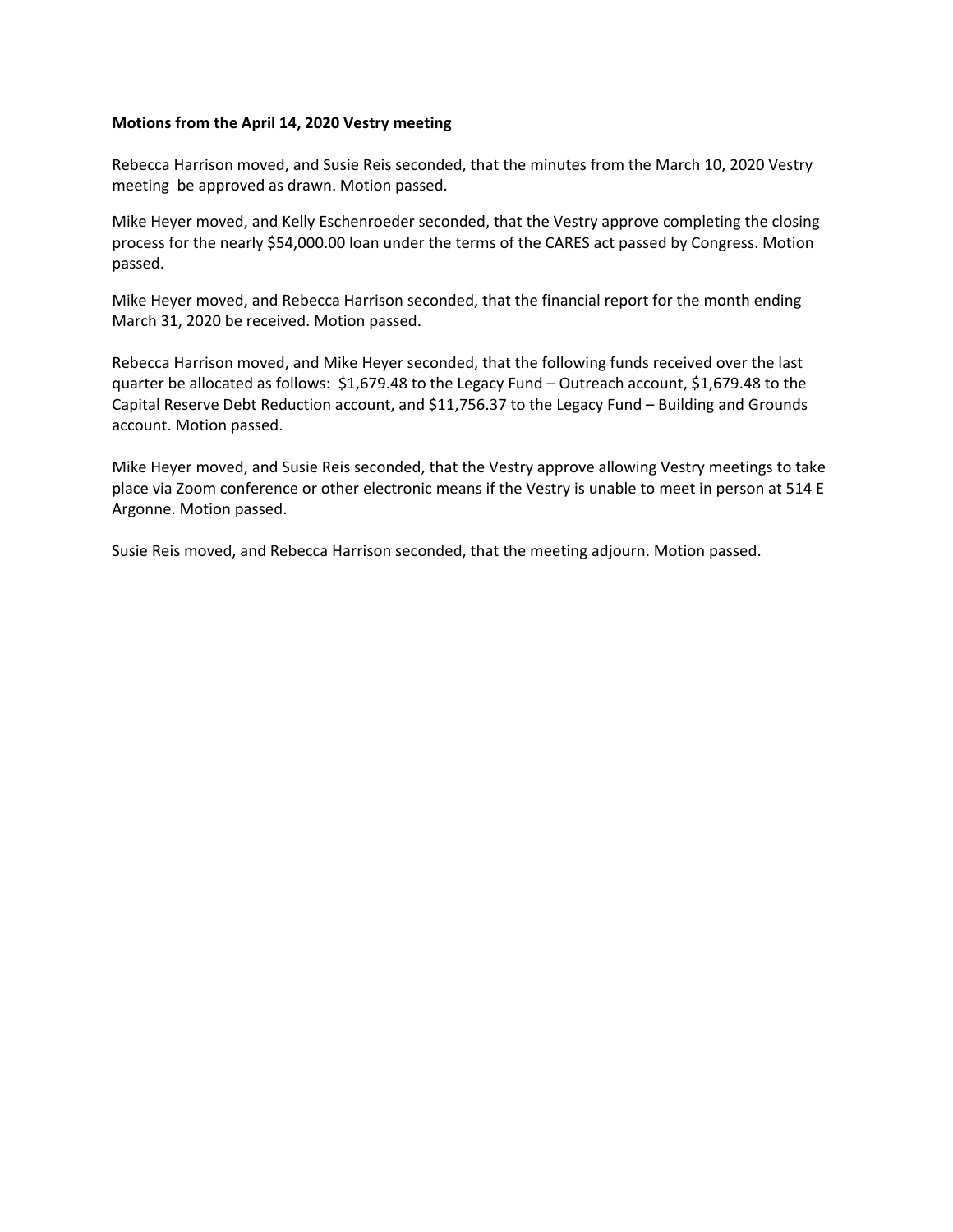**Motions from the April 14, 2020 Vestry meeting**

Rebecca Harrison moved, and Susie Reis seconded, that the minutes from the March 10, 2020 Vestry meeting be approved as drawn. Motion passed.

Mike Heyer moved, and Kelly Eschenroeder seconded, that the Vestry approve completing the closing process for the nearly $54,000.00 loan under the terms of the CARES act passed by Congress. Motion passed.

Mike Heyer moved, and Rebecca Harrison seconded, that the financial report for the month ending March 31, 2020 be received. Motion passed.

Rebecca Harrison moved, and Mike Heyer seconded, that the following funds received over the last quarter be allocated as follows: $1,679.48 to the Legacy Fund – Outreach account, $1,679.48 to the Capital Reserve Debt Reduction account, and $11,756.37 to the Legacy Fund – Building and Grounds account. Motion passed.

Mike Heyer moved, and Susie Reis seconded, that the Vestry approve allowing Vestry meetings to take place via Zoom conference or other electronic means if the Vestry is unable to meet in person at 514 E Argonne. Motion passed.

Susie Reis moved, and Rebecca Harrison seconded, that the meeting adjourn. Motion passed.